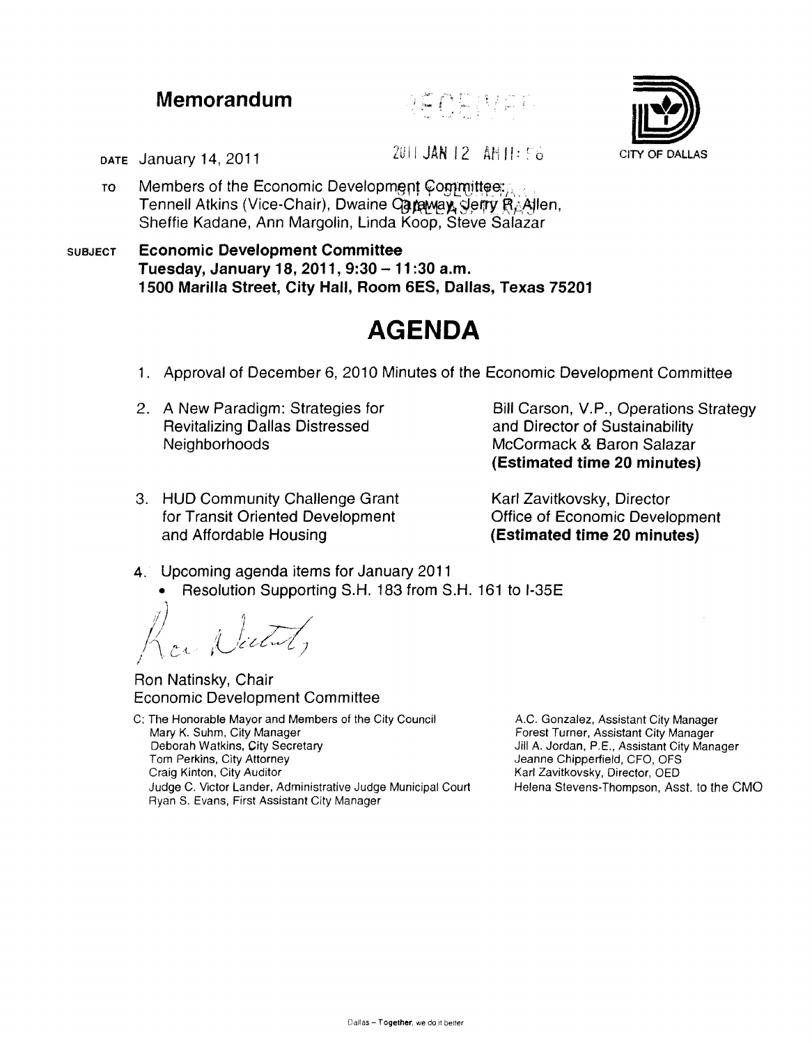# Memorandum

RECEIVED

2011 JAN 12 AM 11:56

CITY OF DALLAS

DATE January 14, 2011

TO Members of the Economic Development Committee:
Tennell Atkins (Vice-Chair), Dwaine Caraway, Jerry R. Allen, Sheffie Kadane, Ann Margolin, Linda Koop, Steve Salazar

SUBJECT **Economic Development Committee**
**Tuesday, January 18, 2011, 9:30 – 11:30 a.m.**
**1500 Marilla Street, City Hall, Room 6ES, Dallas, Texas 75201**

# AGENDA

1. Approval of December 6, 2010 Minutes of the Economic Development Committee

2. A New Paradigm: Strategies for Revitalizing Dallas Distressed Neighborhoods — Bill Carson, V.P., Operations Strategy and Director of Sustainability, McCormack & Baron Salazar **(Estimated time 20 minutes)**

3. HUD Community Challenge Grant for Transit Oriented Development and Affordable Housing — Karl Zavitkovsky, Director, Office of Economic Development **(Estimated time 20 minutes)**

4. Upcoming agenda items for January 2011
   - Resolution Supporting S.H. 183 from S.H. 161 to I-35E

Ron Natinsky, Chair
Economic Development Committee

C: The Honorable Mayor and Members of the City Council
Mary K. Suhm, City Manager
Deborah Watkins, City Secretary
Tom Perkins, City Attorney
Craig Kinton, City Auditor
Judge C. Victor Lander, Administrative Judge Municipal Court
Ryan S. Evans, First Assistant City Manager
A.C. Gonzalez, Assistant City Manager
Forest Turner, Assistant City Manager
Jill A. Jordan, P.E., Assistant City Manager
Jeanne Chipperfield, CFO, OFS
Karl Zavitkovsky, Director, OED
Helena Stevens-Thompson, Asst. to the CMO

Dallas – **Together**, we do it better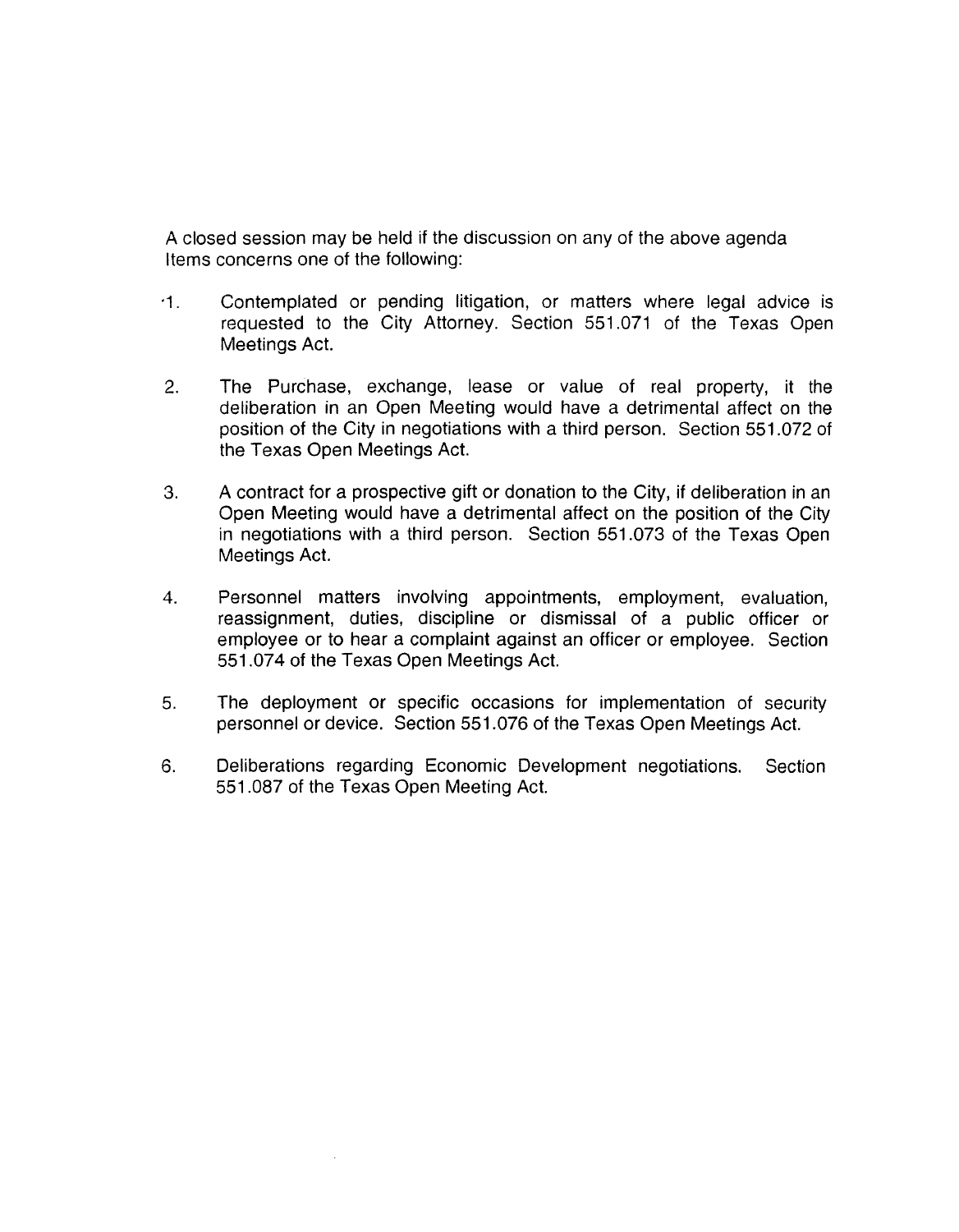A closed session may be held if the discussion on any of the above agenda Items concerns one of the following:

1. Contemplated or pending litigation, or matters where legal advice is requested to the City Attorney. Section 551.071 of the Texas Open Meetings Act.

2. The Purchase, exchange, lease or value of real property, it the deliberation in an Open Meeting would have a detrimental affect on the position of the City in negotiations with a third person. Section 551.072 of the Texas Open Meetings Act.

3. A contract for a prospective gift or donation to the City, if deliberation in an Open Meeting would have a detrimental affect on the position of the City in negotiations with a third person. Section 551.073 of the Texas Open Meetings Act.

4. Personnel matters involving appointments, employment, evaluation, reassignment, duties, discipline or dismissal of a public officer or employee or to hear a complaint against an officer or employee. Section 551.074 of the Texas Open Meetings Act.

5. The deployment or specific occasions for implementation of security personnel or device. Section 551.076 of the Texas Open Meetings Act.

6. Deliberations regarding Economic Development negotiations. Section 551.087 of the Texas Open Meeting Act.